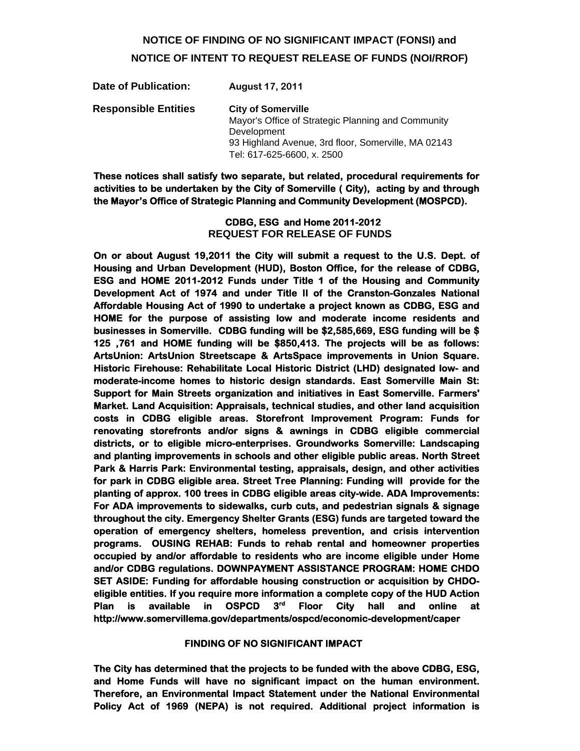# NOTICE OF FINDING OF NO SIGNIFICANT IMPACT (FONSI) and NOTICE OF INTENT TO REQUEST RELEASE OF FUNDS (NOI/RROF)

**Date of Publication:** **August 17, 2011**

**Responsible Entities** **City of Somerville**
Mayor's Office of Strategic Planning and Community Development
93 Highland Avenue, 3rd floor, Somerville, MA 02143
Tel: 617-625-6600, x. 2500

**These notices shall satisfy two separate, but related, procedural requirements for activities to be undertaken by the City of Somerville ( City), acting by and through the Mayor's Office of Strategic Planning and Community Development (MOSPCD).**

## CDBG, ESG and Home 2011-2012 REQUEST FOR RELEASE OF FUNDS

**On or about August 19,2011 the City will submit a request to the U.S. Dept. of Housing and Urban Development (HUD), Boston Office, for the release of CDBG, ESG and HOME 2011-2012 Funds under Title 1 of the Housing and Community Development Act of 1974 and under Title II of the Cranston-Gonzales National Affordable Housing Act of 1990 to undertake a project known as CDBG, ESG and HOME for the purpose of assisting low and moderate income residents and businesses in Somerville. CDBG funding will be $2,585,669, ESG funding will be $ 125 ,761 and HOME funding will be $850,413. The projects will be as follows: ArtsUnion: ArtsUnion Streetscape & ArtsSpace improvements in Union Square. Historic Firehouse: Rehabilitate Local Historic District (LHD) designated low- and moderate-income homes to historic design standards. East Somerville Main St: Support for Main Streets organization and initiatives in East Somerville. Farmers' Market. Land Acquisition: Appraisals, technical studies, and other land acquisition costs in CDBG eligible areas. Storefront Improvement Program: Funds for renovating storefronts and/or signs & awnings in CDBG eligible commercial districts, or to eligible micro-enterprises. Groundworks Somerville: Landscaping and planting improvements in schools and other eligible public areas. North Street Park & Harris Park: Environmental testing, appraisals, design, and other activities for park in CDBG eligible area. Street Tree Planning: Funding will provide for the planting of approx. 100 trees in CDBG eligible areas city-wide. ADA Improvements: For ADA improvements to sidewalks, curb cuts, and pedestrian signals & signage throughout the city. Emergency Shelter Grants (ESG) funds are targeted toward the operation of emergency shelters, homeless prevention, and crisis intervention programs. OUSING REHAB: Funds to rehab rental and homeowner properties occupied by and/or affordable to residents who are income eligible under Home and/or CDBG regulations. DOWNPAYMENT ASSISTANCE PROGRAM: HOME CHDO SET ASIDE: Funding for affordable housing construction or acquisition by CHDO-eligible entities. If you require more information a complete copy of the HUD Action Plan is available in OSPCD 3rd Floor City hall and online at http://www.somervillema.gov/departments/ospcd/economic-development/caper**

## FINDING OF NO SIGNIFICANT IMPACT

**The City has determined that the projects to be funded with the above CDBG, ESG, and Home Funds will have no significant impact on the human environment. Therefore, an Environmental Impact Statement under the National Environmental Policy Act of 1969 (NEPA) is not required. Additional project information is**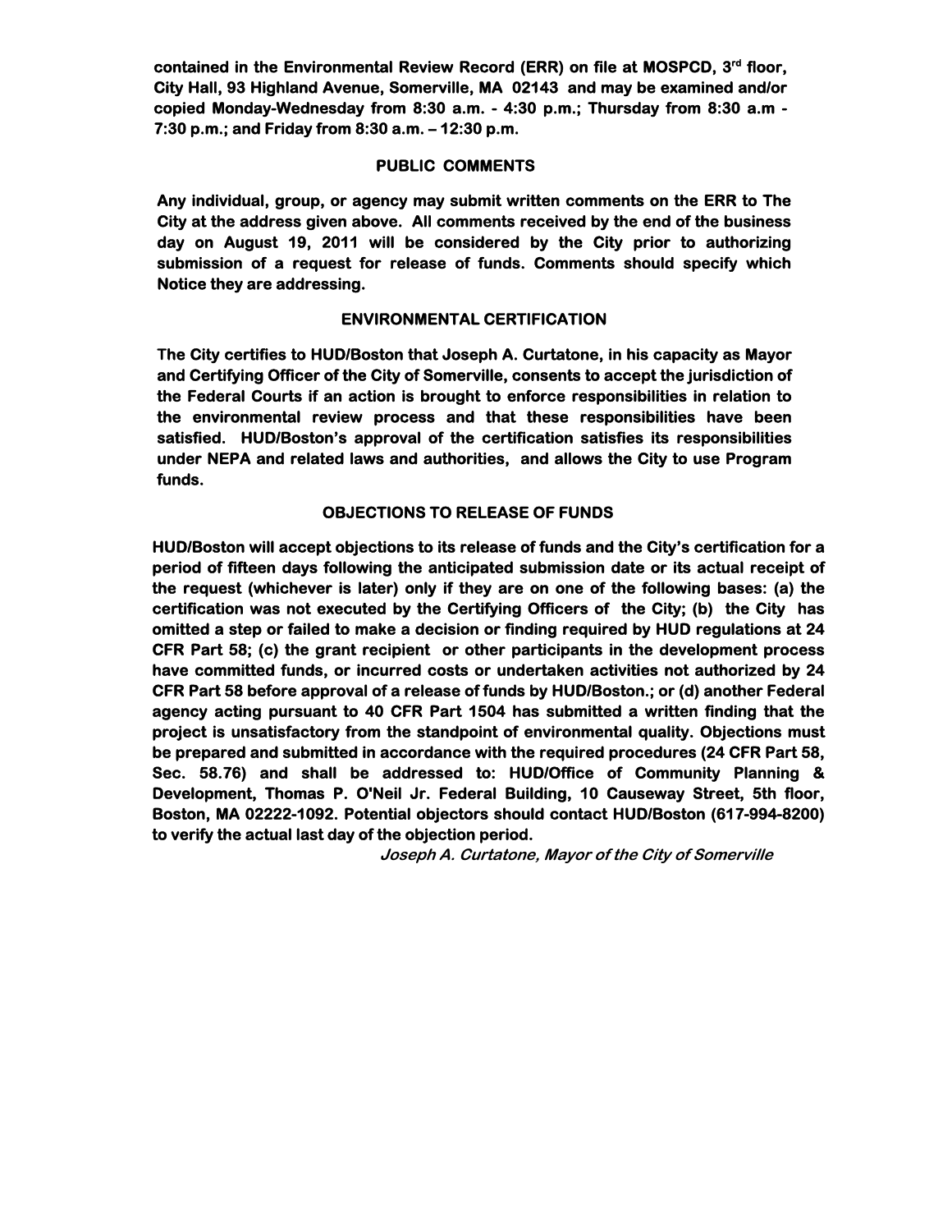**contained in the Environmental Review Record (ERR) on file at MOSPCD, 3rd floor, City Hall, 93 Highland Avenue, Somerville, MA 02143 and may be examined and/or copied Monday-Wednesday from 8:30 a.m. - 4:30 p.m.; Thursday from 8:30 a.m - 7:30 p.m.; and Friday from 8:30 a.m. – 12:30 p.m.**

## PUBLIC COMMENTS

**Any individual, group, or agency may submit written comments on the ERR to The City at the address given above. All comments received by the end of the business day on August 19, 2011 will be considered by the City prior to authorizing submission of a request for release of funds. Comments should specify which Notice they are addressing.**

## ENVIRONMENTAL CERTIFICATION

**The City certifies to HUD/Boston that Joseph A. Curtatone, in his capacity as Mayor and Certifying Officer of the City of Somerville, consents to accept the jurisdiction of the Federal Courts if an action is brought to enforce responsibilities in relation to the environmental review process and that these responsibilities have been satisfied. HUD/Boston's approval of the certification satisfies its responsibilities under NEPA and related laws and authorities, and allows the City to use Program funds.**

## OBJECTIONS TO RELEASE OF FUNDS

**HUD/Boston will accept objections to its release of funds and the City's certification for a period of fifteen days following the anticipated submission date or its actual receipt of the request (whichever is later) only if they are on one of the following bases: (a) the certification was not executed by the Certifying Officers of the City; (b) the City has omitted a step or failed to make a decision or finding required by HUD regulations at 24 CFR Part 58; (c) the grant recipient or other participants in the development process have committed funds, or incurred costs or undertaken activities not authorized by 24 CFR Part 58 before approval of a release of funds by HUD/Boston.; or (d) another Federal agency acting pursuant to 40 CFR Part 1504 has submitted a written finding that the project is unsatisfactory from the standpoint of environmental quality. Objections must be prepared and submitted in accordance with the required procedures (24 CFR Part 58, Sec. 58.76) and shall be addressed to: HUD/Office of Community Planning & Development, Thomas P. O'Neil Jr. Federal Building, 10 Causeway Street, 5th floor, Boston, MA 02222-1092. Potential objectors should contact HUD/Boston (617-994-8200) to verify the actual last day of the objection period.**

***Joseph A. Curtatone, Mayor of the City of Somerville***